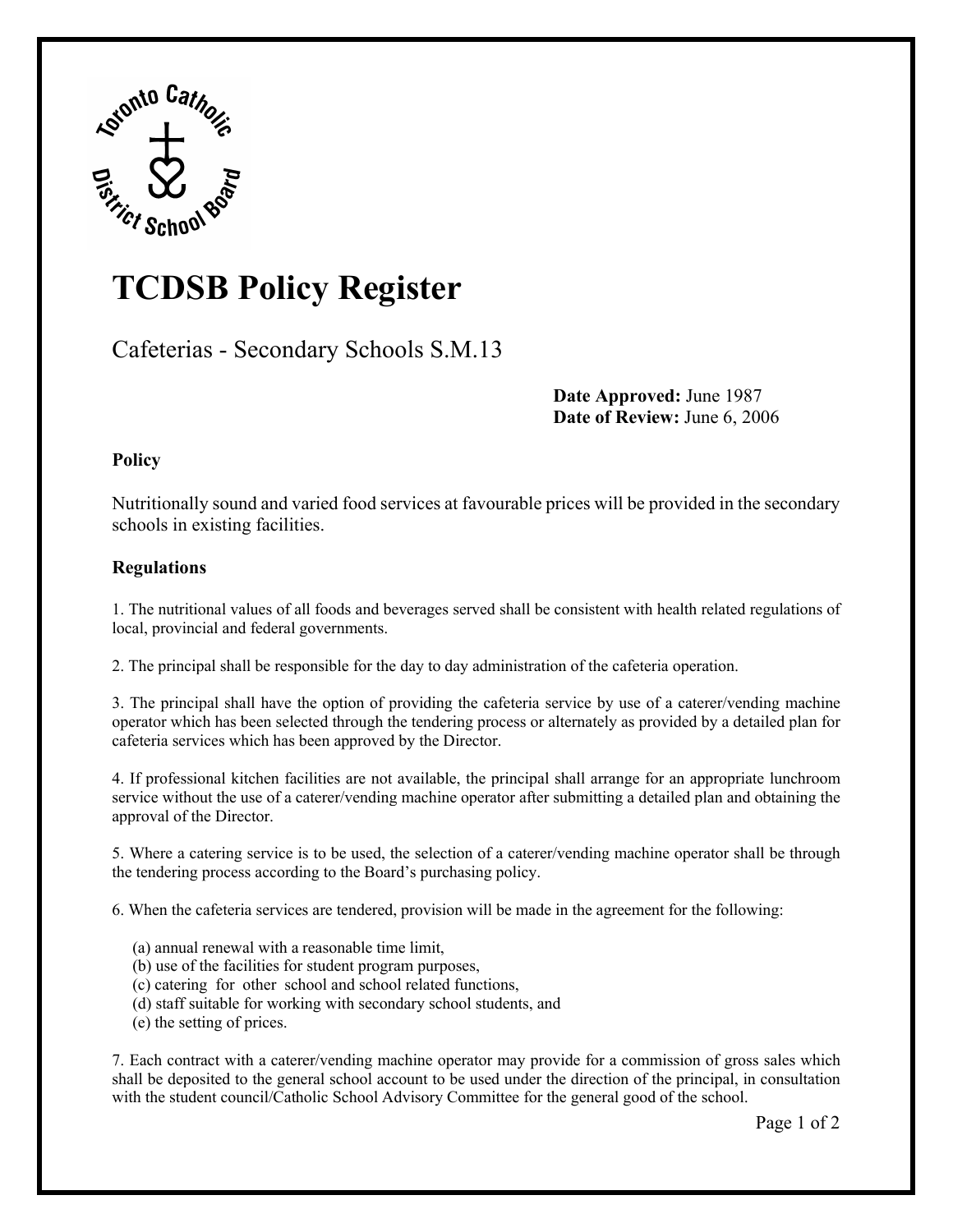# TCDSB Policy Register

## Cafeterias - Secondary Schools S.M.13

**Date Approved:** June 1987
**Date of Review:** June 6, 2006

### Policy

Nutritionally sound and varied food services at favourable prices will be provided in the secondary schools in existing facilities.

### Regulations

1. The nutritional values of all foods and beverages served shall be consistent with health related regulations of local, provincial and federal governments.

2. The principal shall be responsible for the day to day administration of the cafeteria operation.

3. The principal shall have the option of providing the cafeteria service by use of a caterer/vending machine operator which has been selected through the tendering process or alternately as provided by a detailed plan for cafeteria services which has been approved by the Director.

4. If professional kitchen facilities are not available, the principal shall arrange for an appropriate lunchroom service without the use of a caterer/vending machine operator after submitting a detailed plan and obtaining the approval of the Director.

5. Where a catering service is to be used, the selection of a caterer/vending machine operator shall be through the tendering process according to the Board's purchasing policy.

6. When the cafeteria services are tendered, provision will be made in the agreement for the following:

   (a) annual renewal with a reasonable time limit,
   (b) use of the facilities for student program purposes,
   (c) catering for other school and school related functions,
   (d) staff suitable for working with secondary school students, and
   (e) the setting of prices.

7. Each contract with a caterer/vending machine operator may provide for a commission of gross sales which shall be deposited to the general school account to be used under the direction of the principal, in consultation with the student council/Catholic School Advisory Committee for the general good of the school.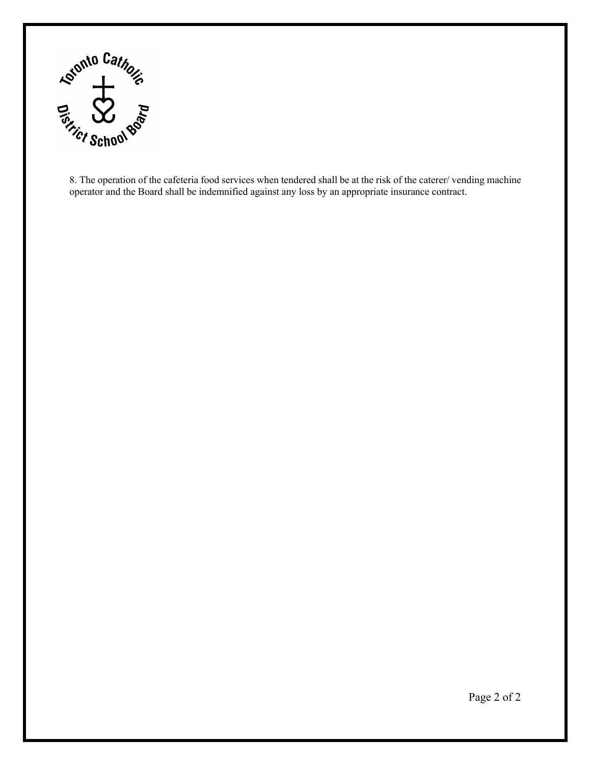8. The operation of the cafeteria food services when tendered shall be at the risk of the caterer/ vending machine operator and the Board shall be indemnified against any loss by an appropriate insurance contract.